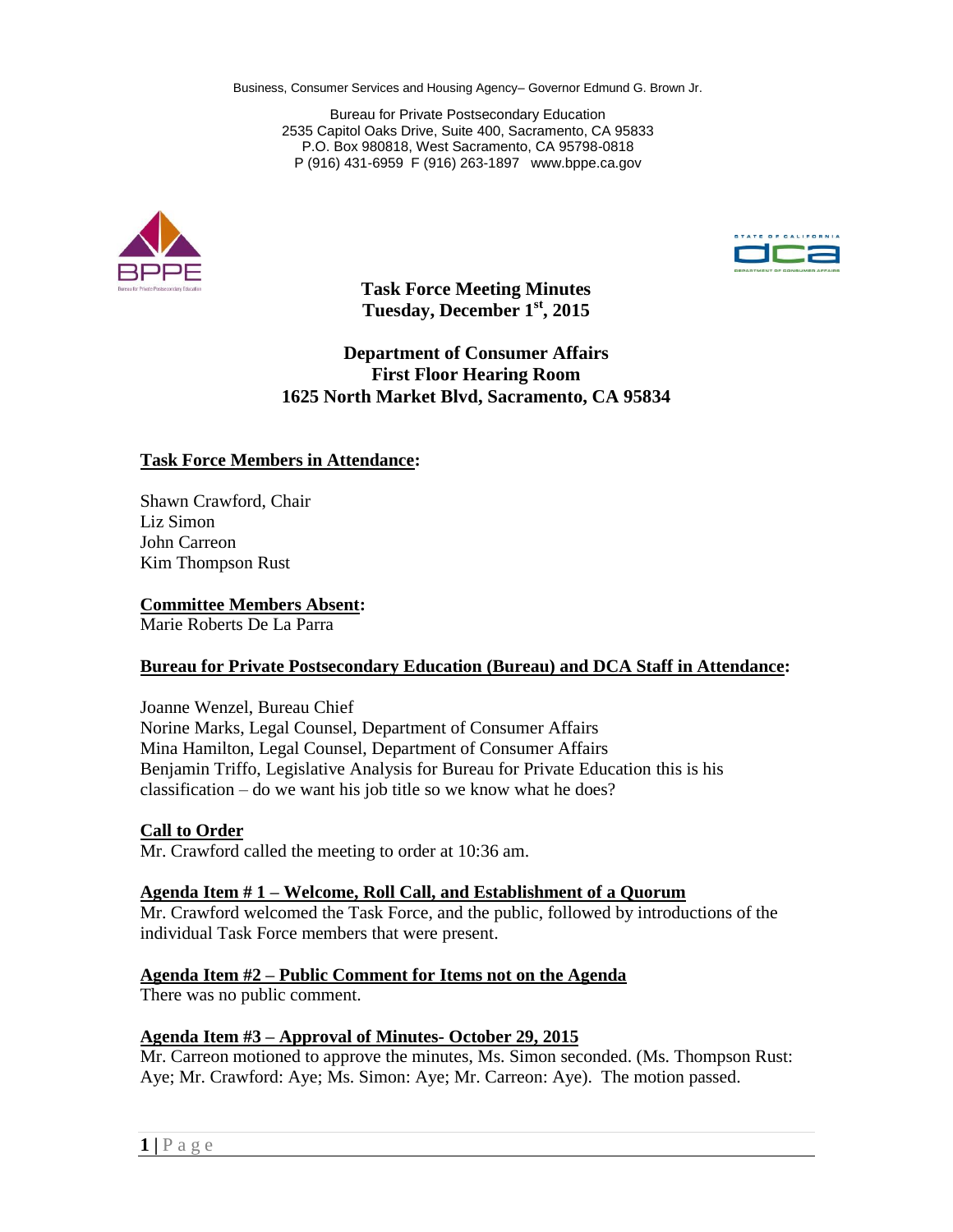Business, Consumer Services and Housing Agency– Governor Edmund G. Brown Jr.

Bureau for Private Postsecondary Education
2535 Capitol Oaks Drive, Suite 400, Sacramento, CA 95833
P.O. Box 980818, West Sacramento, CA 95798-0818
P (916) 431-6959 F (916) 263-1897 www.bppe.ca.gov

# Task Force Meeting Minutes
## Tuesday, December 1st, 2015

## Department of Consumer Affairs
## First Floor Hearing Room
## 1625 North Market Blvd, Sacramento, CA 95834

**Task Force Members in Attendance:**

Shawn Crawford, Chair
Liz Simon
John Carreon
Kim Thompson Rust

**Committee Members Absent:**
Marie Roberts De La Parra

**Bureau for Private Postsecondary Education (Bureau) and DCA Staff in Attendance:**

Joanne Wenzel, Bureau Chief
Norine Marks, Legal Counsel, Department of Consumer Affairs
Mina Hamilton, Legal Counsel, Department of Consumer Affairs
Benjamin Triffo, Legislative Analysis for Bureau for Private Education this is his classification – do we want his job title so we know what he does?

**Call to Order**
Mr. Crawford called the meeting to order at 10:36 am.

**Agenda Item # 1 – Welcome, Roll Call, and Establishment of a Quorum**
Mr. Crawford welcomed the Task Force, and the public, followed by introductions of the individual Task Force members that were present.

**Agenda Item #2 – Public Comment for Items not on the Agenda**
There was no public comment.

**Agenda Item #3 – Approval of Minutes- October 29, 2015**
Mr. Carreon motioned to approve the minutes, Ms. Simon seconded. (Ms. Thompson Rust: Aye; Mr. Crawford: Aye; Ms. Simon: Aye; Mr. Carreon: Aye). The motion passed.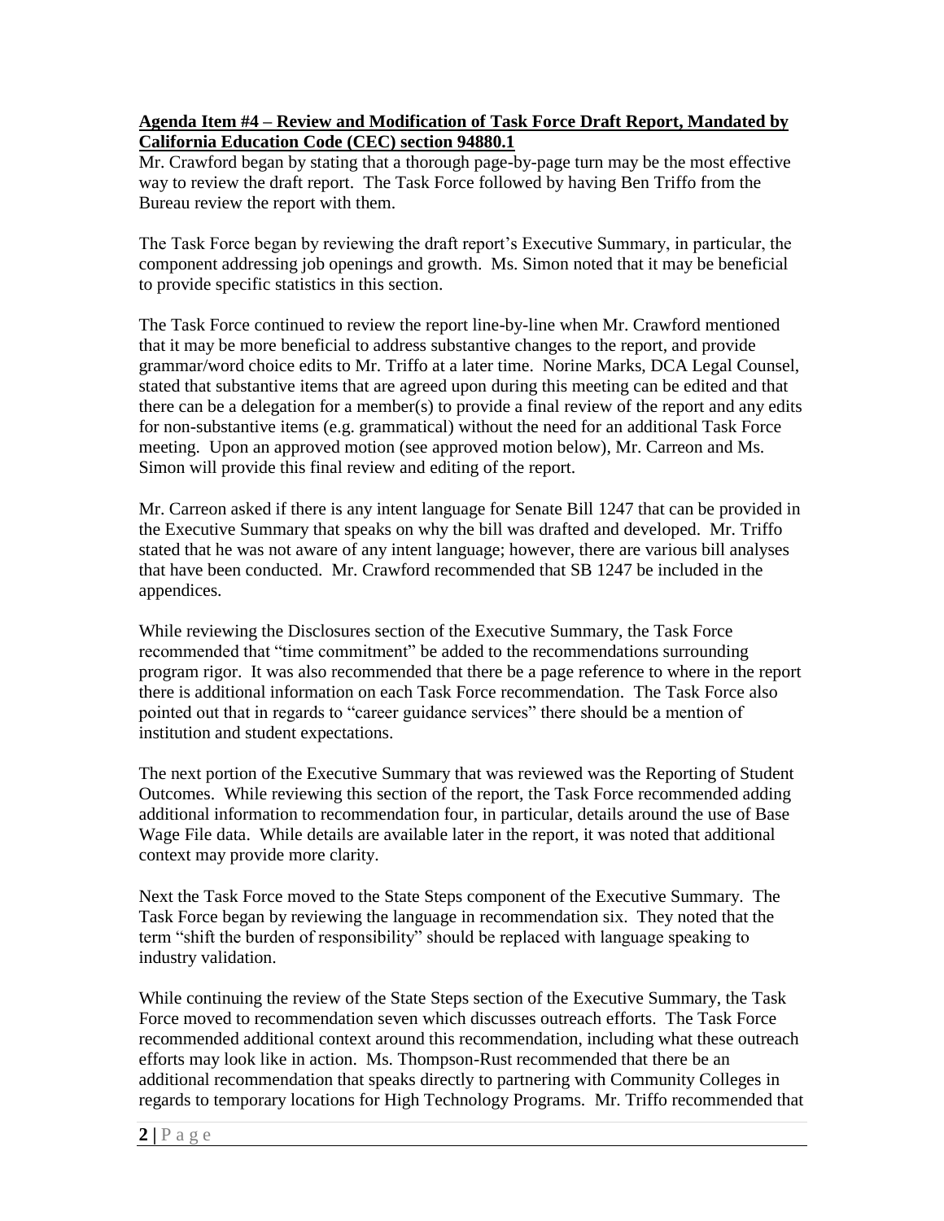**Agenda Item #4 – Review and Modification of Task Force Draft Report, Mandated by California Education Code (CEC) section 94880.1**

Mr. Crawford began by stating that a thorough page-by-page turn may be the most effective way to review the draft report. The Task Force followed by having Ben Triffo from the Bureau review the report with them.

The Task Force began by reviewing the draft report's Executive Summary, in particular, the component addressing job openings and growth. Ms. Simon noted that it may be beneficial to provide specific statistics in this section.

The Task Force continued to review the report line-by-line when Mr. Crawford mentioned that it may be more beneficial to address substantive changes to the report, and provide grammar/word choice edits to Mr. Triffo at a later time. Norine Marks, DCA Legal Counsel, stated that substantive items that are agreed upon during this meeting can be edited and that there can be a delegation for a member(s) to provide a final review of the report and any edits for non-substantive items (e.g. grammatical) without the need for an additional Task Force meeting. Upon an approved motion (see approved motion below), Mr. Carreon and Ms. Simon will provide this final review and editing of the report.

Mr. Carreon asked if there is any intent language for Senate Bill 1247 that can be provided in the Executive Summary that speaks on why the bill was drafted and developed. Mr. Triffo stated that he was not aware of any intent language; however, there are various bill analyses that have been conducted. Mr. Crawford recommended that SB 1247 be included in the appendices.

While reviewing the Disclosures section of the Executive Summary, the Task Force recommended that "time commitment" be added to the recommendations surrounding program rigor. It was also recommended that there be a page reference to where in the report there is additional information on each Task Force recommendation. The Task Force also pointed out that in regards to "career guidance services" there should be a mention of institution and student expectations.

The next portion of the Executive Summary that was reviewed was the Reporting of Student Outcomes. While reviewing this section of the report, the Task Force recommended adding additional information to recommendation four, in particular, details around the use of Base Wage File data. While details are available later in the report, it was noted that additional context may provide more clarity.

Next the Task Force moved to the State Steps component of the Executive Summary. The Task Force began by reviewing the language in recommendation six. They noted that the term "shift the burden of responsibility" should be replaced with language speaking to industry validation.

While continuing the review of the State Steps section of the Executive Summary, the Task Force moved to recommendation seven which discusses outreach efforts. The Task Force recommended additional context around this recommendation, including what these outreach efforts may look like in action. Ms. Thompson-Rust recommended that there be an additional recommendation that speaks directly to partnering with Community Colleges in regards to temporary locations for High Technology Programs. Mr. Triffo recommended that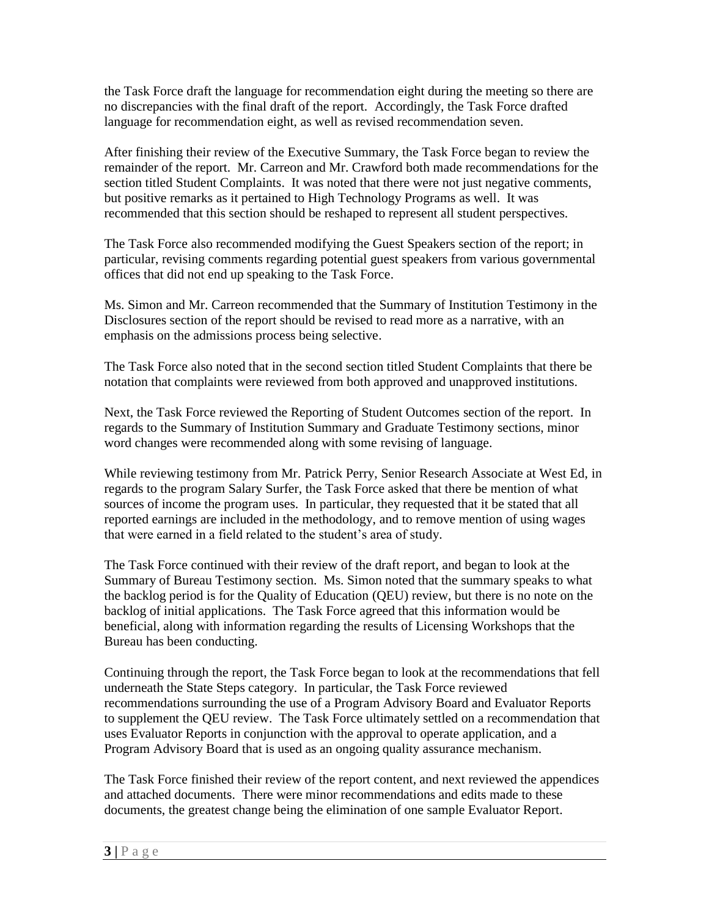the Task Force draft the language for recommendation eight during the meeting so there are no discrepancies with the final draft of the report. Accordingly, the Task Force drafted language for recommendation eight, as well as revised recommendation seven.

After finishing their review of the Executive Summary, the Task Force began to review the remainder of the report. Mr. Carreon and Mr. Crawford both made recommendations for the section titled Student Complaints. It was noted that there were not just negative comments, but positive remarks as it pertained to High Technology Programs as well. It was recommended that this section should be reshaped to represent all student perspectives.

The Task Force also recommended modifying the Guest Speakers section of the report; in particular, revising comments regarding potential guest speakers from various governmental offices that did not end up speaking to the Task Force.

Ms. Simon and Mr. Carreon recommended that the Summary of Institution Testimony in the Disclosures section of the report should be revised to read more as a narrative, with an emphasis on the admissions process being selective.

The Task Force also noted that in the second section titled Student Complaints that there be notation that complaints were reviewed from both approved and unapproved institutions.

Next, the Task Force reviewed the Reporting of Student Outcomes section of the report. In regards to the Summary of Institution Summary and Graduate Testimony sections, minor word changes were recommended along with some revising of language.

While reviewing testimony from Mr. Patrick Perry, Senior Research Associate at West Ed, in regards to the program Salary Surfer, the Task Force asked that there be mention of what sources of income the program uses. In particular, they requested that it be stated that all reported earnings are included in the methodology, and to remove mention of using wages that were earned in a field related to the student's area of study.

The Task Force continued with their review of the draft report, and began to look at the Summary of Bureau Testimony section. Ms. Simon noted that the summary speaks to what the backlog period is for the Quality of Education (QEU) review, but there is no note on the backlog of initial applications. The Task Force agreed that this information would be beneficial, along with information regarding the results of Licensing Workshops that the Bureau has been conducting.

Continuing through the report, the Task Force began to look at the recommendations that fell underneath the State Steps category. In particular, the Task Force reviewed recommendations surrounding the use of a Program Advisory Board and Evaluator Reports to supplement the QEU review. The Task Force ultimately settled on a recommendation that uses Evaluator Reports in conjunction with the approval to operate application, and a Program Advisory Board that is used as an ongoing quality assurance mechanism.

The Task Force finished their review of the report content, and next reviewed the appendices and attached documents. There were minor recommendations and edits made to these documents, the greatest change being the elimination of one sample Evaluator Report.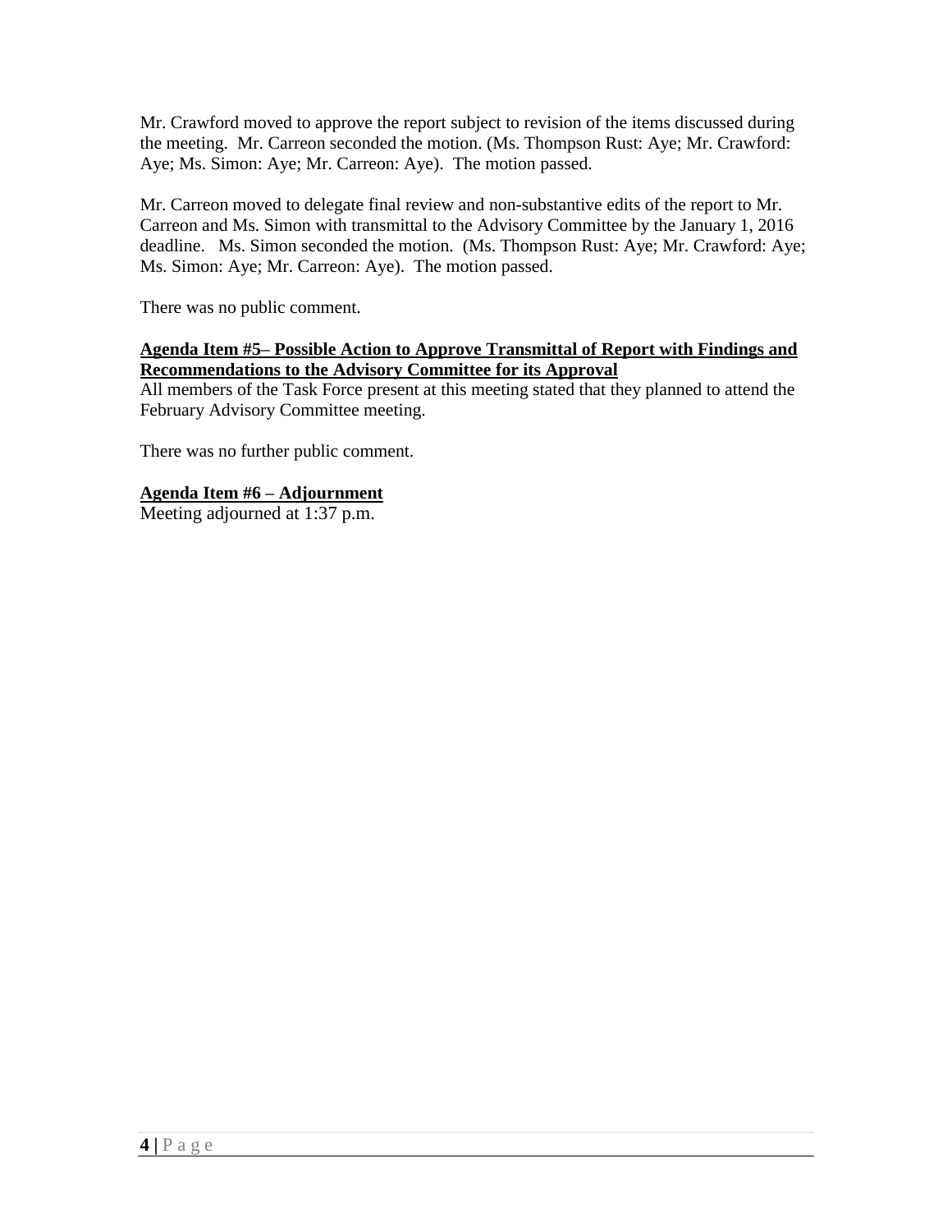Mr. Crawford moved to approve the report subject to revision of the items discussed during the meeting. Mr. Carreon seconded the motion. (Ms. Thompson Rust: Aye; Mr. Crawford: Aye; Ms. Simon: Aye; Mr. Carreon: Aye). The motion passed.

Mr. Carreon moved to delegate final review and non-substantive edits of the report to Mr. Carreon and Ms. Simon with transmittal to the Advisory Committee by the January 1, 2016 deadline. Ms. Simon seconded the motion. (Ms. Thompson Rust: Aye; Mr. Crawford: Aye; Ms. Simon: Aye; Mr. Carreon: Aye). The motion passed.

There was no public comment.

**Agenda Item #5– Possible Action to Approve Transmittal of Report with Findings and Recommendations to the Advisory Committee for its Approval**

All members of the Task Force present at this meeting stated that they planned to attend the February Advisory Committee meeting.

There was no further public comment.

**Agenda Item #6 – Adjournment**

Meeting adjourned at 1:37 p.m.